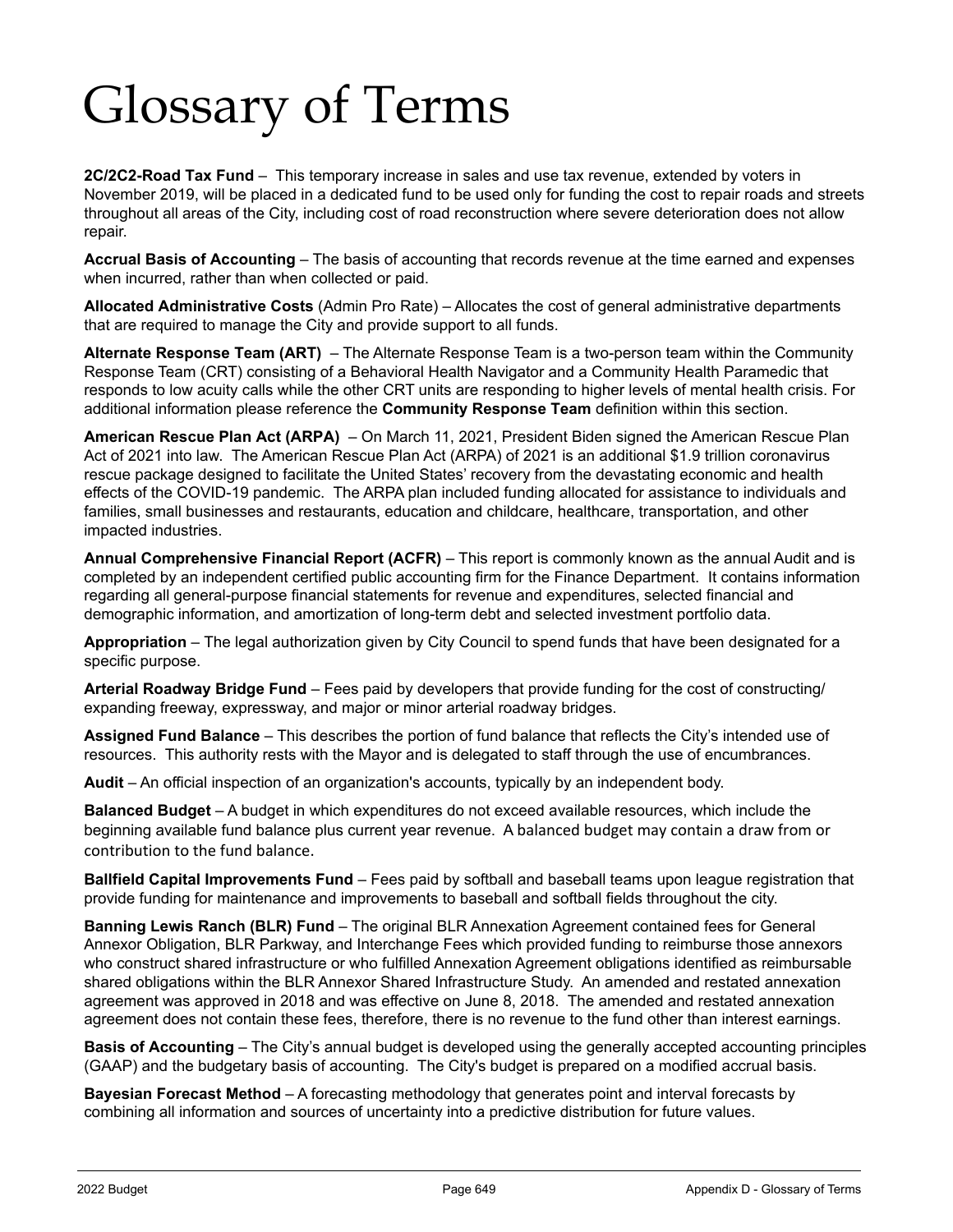# Glossary of Terms

**2C/2C2-Road Tax Fund** – This temporary increase in sales and use tax revenue, extended by voters in November 2019, will be placed in a dedicated fund to be used only for funding the cost to repair roads and streets throughout all areas of the City, including cost of road reconstruction where severe deterioration does not allow repair.

**Accrual Basis of Accounting** – The basis of accounting that records revenue at the time earned and expenses when incurred, rather than when collected or paid.

**Allocated Administrative Costs** (Admin Pro Rate) – Allocates the cost of general administrative departments that are required to manage the City and provide support to all funds.

**Alternate Response Team (ART)** – The Alternate Response Team is a two-person team within the Community Response Team (CRT) consisting of a Behavioral Health Navigator and a Community Health Paramedic that responds to low acuity calls while the other CRT units are responding to higher levels of mental health crisis. For additional information please reference the **Community Response Team** definition within this section.

**American Rescue Plan Act (ARPA)** – On March 11, 2021, President Biden signed the American Rescue Plan Act of 2021 into law. The American Rescue Plan Act (ARPA) of 2021 is an additional $1.9 trillion coronavirus rescue package designed to facilitate the United States' recovery from the devastating economic and health effects of the COVID-19 pandemic. The ARPA plan included funding allocated for assistance to individuals and families, small businesses and restaurants, education and childcare, healthcare, transportation, and other impacted industries.

**Annual Comprehensive Financial Report (ACFR)** – This report is commonly known as the annual Audit and is completed by an independent certified public accounting firm for the Finance Department. It contains information regarding all general-purpose financial statements for revenue and expenditures, selected financial and demographic information, and amortization of long-term debt and selected investment portfolio data.

**Appropriation** – The legal authorization given by City Council to spend funds that have been designated for a specific purpose.

**Arterial Roadway Bridge Fund** – Fees paid by developers that provide funding for the cost of constructing/ expanding freeway, expressway, and major or minor arterial roadway bridges.

**Assigned Fund Balance** – This describes the portion of fund balance that reflects the City's intended use of resources. This authority rests with the Mayor and is delegated to staff through the use of encumbrances.

**Audit** – An official inspection of an organization's accounts, typically by an independent body.

**Balanced Budget** – A budget in which expenditures do not exceed available resources, which include the beginning available fund balance plus current year revenue. A balanced budget may contain a draw from or contribution to the fund balance.

**Ballfield Capital Improvements Fund** – Fees paid by softball and baseball teams upon league registration that provide funding for maintenance and improvements to baseball and softball fields throughout the city.

**Banning Lewis Ranch (BLR) Fund** – The original BLR Annexation Agreement contained fees for General Annexor Obligation, BLR Parkway, and Interchange Fees which provided funding to reimburse those annexors who construct shared infrastructure or who fulfilled Annexation Agreement obligations identified as reimbursable shared obligations within the BLR Annexor Shared Infrastructure Study. An amended and restated annexation agreement was approved in 2018 and was effective on June 8, 2018. The amended and restated annexation agreement does not contain these fees, therefore, there is no revenue to the fund other than interest earnings.

**Basis of Accounting** – The City's annual budget is developed using the generally accepted accounting principles (GAAP) and the budgetary basis of accounting. The City's budget is prepared on a modified accrual basis.

**Bayesian Forecast Method** – A forecasting methodology that generates point and interval forecasts by combining all information and sources of uncertainty into a predictive distribution for future values.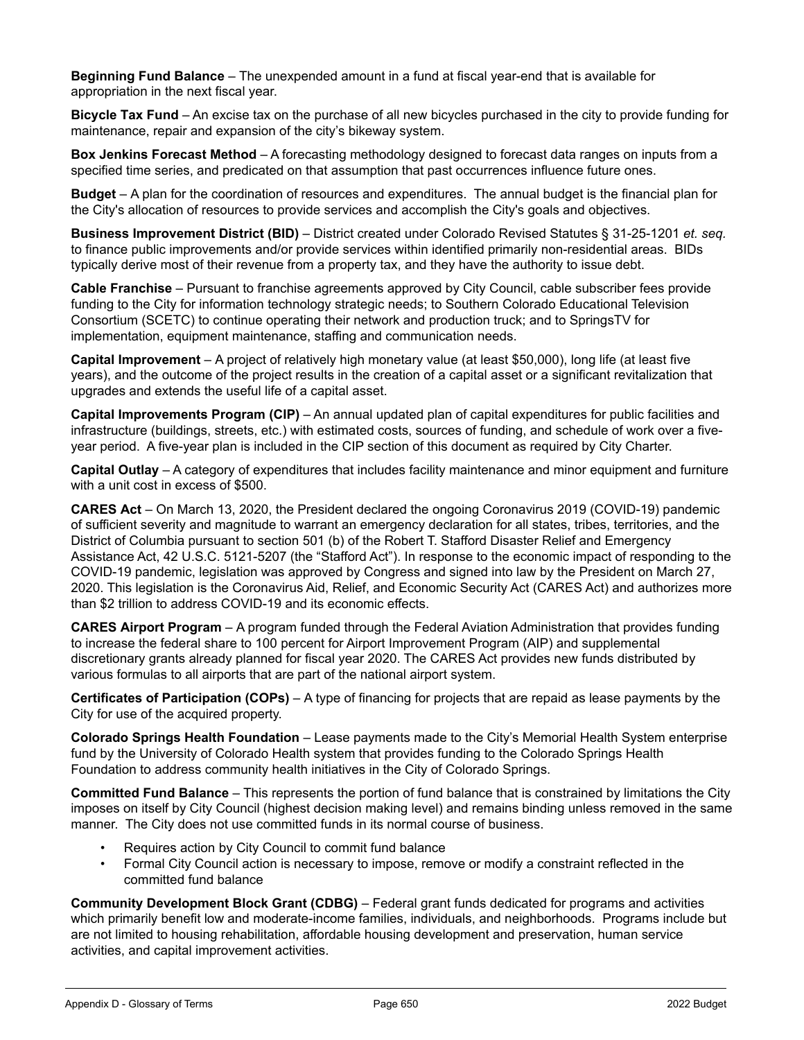**Beginning Fund Balance** – The unexpended amount in a fund at fiscal year-end that is available for appropriation in the next fiscal year.

**Bicycle Tax Fund** – An excise tax on the purchase of all new bicycles purchased in the city to provide funding for maintenance, repair and expansion of the city's bikeway system.

**Box Jenkins Forecast Method** – A forecasting methodology designed to forecast data ranges on inputs from a specified time series, and predicated on that assumption that past occurrences influence future ones.

**Budget** – A plan for the coordination of resources and expenditures. The annual budget is the financial plan for the City's allocation of resources to provide services and accomplish the City's goals and objectives.

**Business Improvement District (BID)** – District created under Colorado Revised Statutes § 31-25-1201 *et. seq.* to finance public improvements and/or provide services within identified primarily non-residential areas. BIDs typically derive most of their revenue from a property tax, and they have the authority to issue debt.

**Cable Franchise** – Pursuant to franchise agreements approved by City Council, cable subscriber fees provide funding to the City for information technology strategic needs; to Southern Colorado Educational Television Consortium (SCETC) to continue operating their network and production truck; and to SpringsTV for implementation, equipment maintenance, staffing and communication needs.

**Capital Improvement** – A project of relatively high monetary value (at least $50,000), long life (at least five years), and the outcome of the project results in the creation of a capital asset or a significant revitalization that upgrades and extends the useful life of a capital asset.

**Capital Improvements Program (CIP)** – An annual updated plan of capital expenditures for public facilities and infrastructure (buildings, streets, etc.) with estimated costs, sources of funding, and schedule of work over a five-year period. A five-year plan is included in the CIP section of this document as required by City Charter.

**Capital Outlay** – A category of expenditures that includes facility maintenance and minor equipment and furniture with a unit cost in excess of $500.

**CARES Act** – On March 13, 2020, the President declared the ongoing Coronavirus 2019 (COVID-19) pandemic of sufficient severity and magnitude to warrant an emergency declaration for all states, tribes, territories, and the District of Columbia pursuant to section 501 (b) of the Robert T. Stafford Disaster Relief and Emergency Assistance Act, 42 U.S.C. 5121-5207 (the "Stafford Act"). In response to the economic impact of responding to the COVID-19 pandemic, legislation was approved by Congress and signed into law by the President on March 27, 2020. This legislation is the Coronavirus Aid, Relief, and Economic Security Act (CARES Act) and authorizes more than $2 trillion to address COVID-19 and its economic effects.

**CARES Airport Program** – A program funded through the Federal Aviation Administration that provides funding to increase the federal share to 100 percent for Airport Improvement Program (AIP) and supplemental discretionary grants already planned for fiscal year 2020. The CARES Act provides new funds distributed by various formulas to all airports that are part of the national airport system.

**Certificates of Participation (COPs)** – A type of financing for projects that are repaid as lease payments by the City for use of the acquired property.

**Colorado Springs Health Foundation** – Lease payments made to the City's Memorial Health System enterprise fund by the University of Colorado Health system that provides funding to the Colorado Springs Health Foundation to address community health initiatives in the City of Colorado Springs.

**Committed Fund Balance** – This represents the portion of fund balance that is constrained by limitations the City imposes on itself by City Council (highest decision making level) and remains binding unless removed in the same manner. The City does not use committed funds in its normal course of business.

- Requires action by City Council to commit fund balance
- Formal City Council action is necessary to impose, remove or modify a constraint reflected in the committed fund balance

**Community Development Block Grant (CDBG)** – Federal grant funds dedicated for programs and activities which primarily benefit low and moderate-income families, individuals, and neighborhoods. Programs include but are not limited to housing rehabilitation, affordable housing development and preservation, human service activities, and capital improvement activities.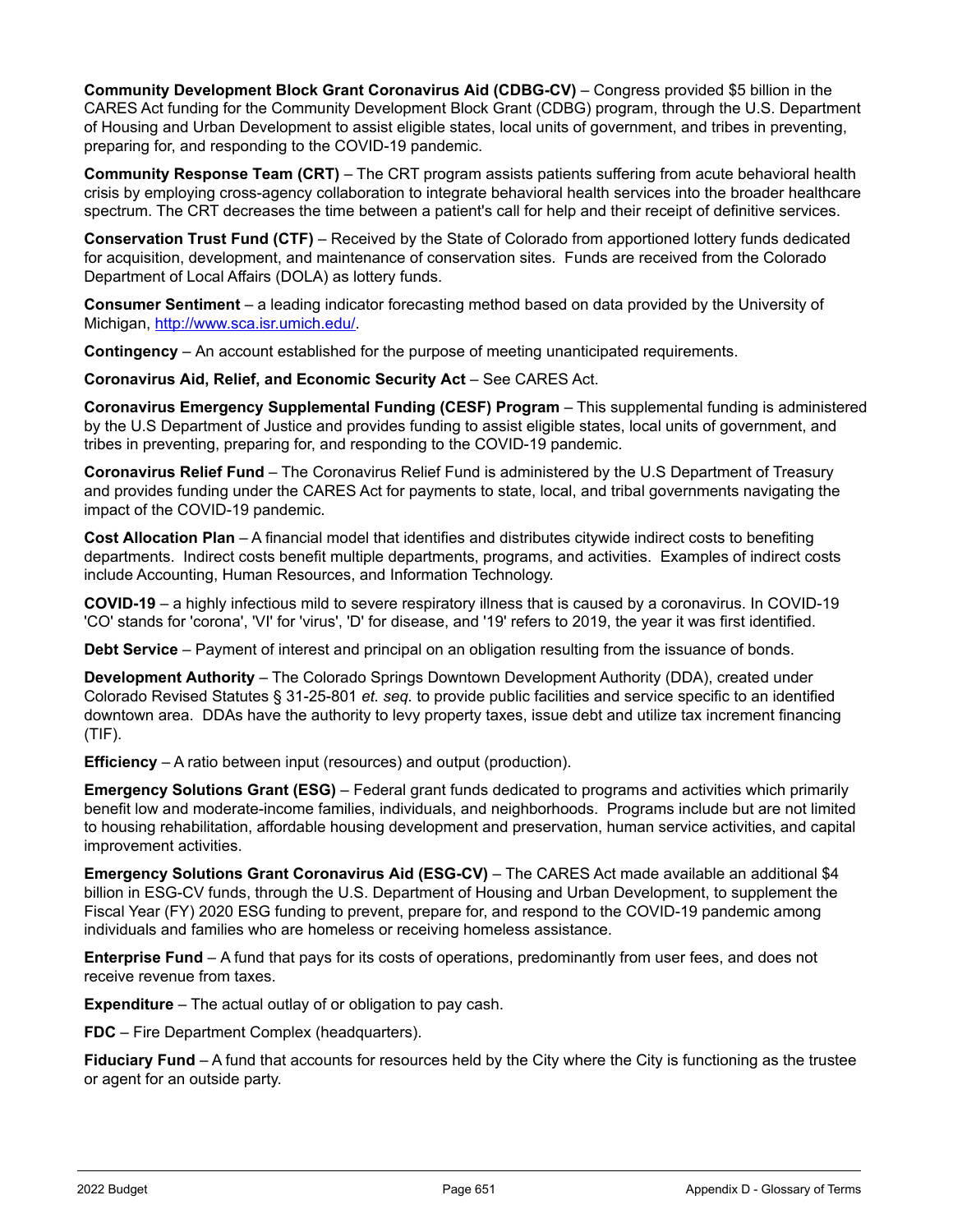**Community Development Block Grant Coronavirus Aid (CDBG-CV)** – Congress provided $5 billion in the CARES Act funding for the Community Development Block Grant (CDBG) program, through the U.S. Department of Housing and Urban Development to assist eligible states, local units of government, and tribes in preventing, preparing for, and responding to the COVID-19 pandemic.

**Community Response Team (CRT)** – The CRT program assists patients suffering from acute behavioral health crisis by employing cross-agency collaboration to integrate behavioral health services into the broader healthcare spectrum. The CRT decreases the time between a patient's call for help and their receipt of definitive services.

**Conservation Trust Fund (CTF)** – Received by the State of Colorado from apportioned lottery funds dedicated for acquisition, development, and maintenance of conservation sites. Funds are received from the Colorado Department of Local Affairs (DOLA) as lottery funds.

**Consumer Sentiment** – a leading indicator forecasting method based on data provided by the University of Michigan, [http://www.sca.isr.umich.edu/](http://www.sca.isr.umich.edu/).

**Contingency** – An account established for the purpose of meeting unanticipated requirements.

**Coronavirus Aid, Relief, and Economic Security Act** – See CARES Act.

**Coronavirus Emergency Supplemental Funding (CESF) Program** – This supplemental funding is administered by the U.S Department of Justice and provides funding to assist eligible states, local units of government, and tribes in preventing, preparing for, and responding to the COVID-19 pandemic.

**Coronavirus Relief Fund** – The Coronavirus Relief Fund is administered by the U.S Department of Treasury and provides funding under the CARES Act for payments to state, local, and tribal governments navigating the impact of the COVID-19 pandemic.

**Cost Allocation Plan** – A financial model that identifies and distributes citywide indirect costs to benefiting departments. Indirect costs benefit multiple departments, programs, and activities. Examples of indirect costs include Accounting, Human Resources, and Information Technology.

**COVID-19** – a highly infectious mild to severe respiratory illness that is caused by a coronavirus. In COVID-19 'CO' stands for 'corona', 'VI' for 'virus', 'D' for disease, and '19' refers to 2019, the year it was first identified.

**Debt Service** – Payment of interest and principal on an obligation resulting from the issuance of bonds.

**Development Authority** – The Colorado Springs Downtown Development Authority (DDA), created under Colorado Revised Statutes § 31-25-801 *et. seq.* to provide public facilities and service specific to an identified downtown area. DDAs have the authority to levy property taxes, issue debt and utilize tax increment financing (TIF).

**Efficiency** – A ratio between input (resources) and output (production).

**Emergency Solutions Grant (ESG)** – Federal grant funds dedicated to programs and activities which primarily benefit low and moderate-income families, individuals, and neighborhoods. Programs include but are not limited to housing rehabilitation, affordable housing development and preservation, human service activities, and capital improvement activities.

**Emergency Solutions Grant Coronavirus Aid (ESG-CV)** – The CARES Act made available an additional $4 billion in ESG-CV funds, through the U.S. Department of Housing and Urban Development, to supplement the Fiscal Year (FY) 2020 ESG funding to prevent, prepare for, and respond to the COVID-19 pandemic among individuals and families who are homeless or receiving homeless assistance.

**Enterprise Fund** – A fund that pays for its costs of operations, predominantly from user fees, and does not receive revenue from taxes.

**Expenditure** – The actual outlay of or obligation to pay cash.

**FDC** – Fire Department Complex (headquarters).

**Fiduciary Fund** – A fund that accounts for resources held by the City where the City is functioning as the trustee or agent for an outside party.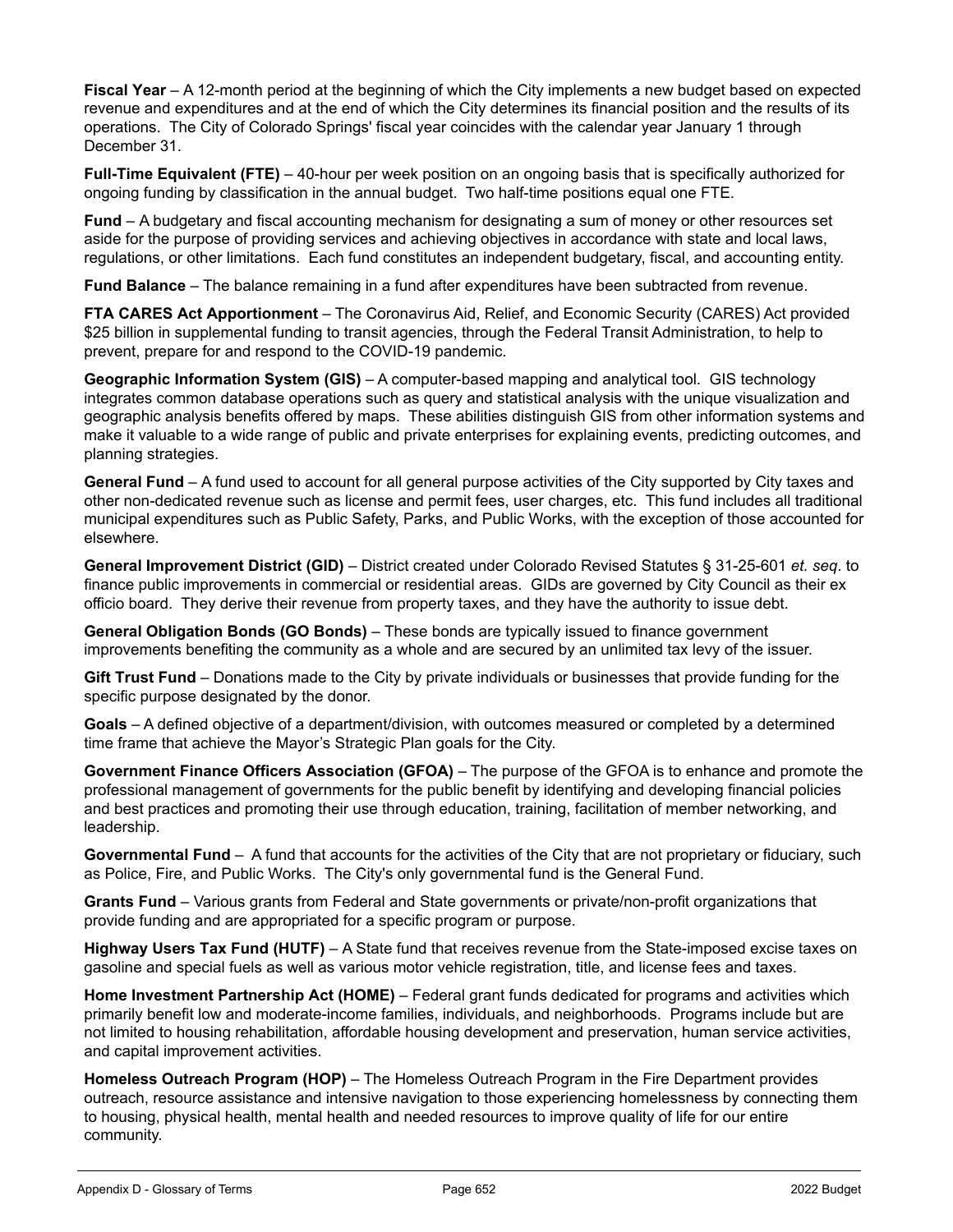**Fiscal Year** – A 12-month period at the beginning of which the City implements a new budget based on expected revenue and expenditures and at the end of which the City determines its financial position and the results of its operations. The City of Colorado Springs' fiscal year coincides with the calendar year January 1 through December 31.

**Full-Time Equivalent (FTE)** – 40-hour per week position on an ongoing basis that is specifically authorized for ongoing funding by classification in the annual budget. Two half-time positions equal one FTE.

**Fund** – A budgetary and fiscal accounting mechanism for designating a sum of money or other resources set aside for the purpose of providing services and achieving objectives in accordance with state and local laws, regulations, or other limitations. Each fund constitutes an independent budgetary, fiscal, and accounting entity.

**Fund Balance** – The balance remaining in a fund after expenditures have been subtracted from revenue.

**FTA CARES Act Apportionment** – The Coronavirus Aid, Relief, and Economic Security (CARES) Act provided $25 billion in supplemental funding to transit agencies, through the Federal Transit Administration, to help to prevent, prepare for and respond to the COVID-19 pandemic.

**Geographic Information System (GIS)** – A computer-based mapping and analytical tool. GIS technology integrates common database operations such as query and statistical analysis with the unique visualization and geographic analysis benefits offered by maps. These abilities distinguish GIS from other information systems and make it valuable to a wide range of public and private enterprises for explaining events, predicting outcomes, and planning strategies.

**General Fund** – A fund used to account for all general purpose activities of the City supported by City taxes and other non-dedicated revenue such as license and permit fees, user charges, etc. This fund includes all traditional municipal expenditures such as Public Safety, Parks, and Public Works, with the exception of those accounted for elsewhere.

**General Improvement District (GID)** – District created under Colorado Revised Statutes § 31-25-601 *et. seq*. to finance public improvements in commercial or residential areas. GIDs are governed by City Council as their ex officio board. They derive their revenue from property taxes, and they have the authority to issue debt.

**General Obligation Bonds (GO Bonds)** – These bonds are typically issued to finance government improvements benefiting the community as a whole and are secured by an unlimited tax levy of the issuer.

**Gift Trust Fund** – Donations made to the City by private individuals or businesses that provide funding for the specific purpose designated by the donor.

**Goals** – A defined objective of a department/division, with outcomes measured or completed by a determined time frame that achieve the Mayor's Strategic Plan goals for the City.

**Government Finance Officers Association (GFOA)** – The purpose of the GFOA is to enhance and promote the professional management of governments for the public benefit by identifying and developing financial policies and best practices and promoting their use through education, training, facilitation of member networking, and leadership.

**Governmental Fund** – A fund that accounts for the activities of the City that are not proprietary or fiduciary, such as Police, Fire, and Public Works. The City's only governmental fund is the General Fund.

**Grants Fund** – Various grants from Federal and State governments or private/non-profit organizations that provide funding and are appropriated for a specific program or purpose.

**Highway Users Tax Fund (HUTF)** – A State fund that receives revenue from the State-imposed excise taxes on gasoline and special fuels as well as various motor vehicle registration, title, and license fees and taxes.

**Home Investment Partnership Act (HOME)** – Federal grant funds dedicated for programs and activities which primarily benefit low and moderate-income families, individuals, and neighborhoods. Programs include but are not limited to housing rehabilitation, affordable housing development and preservation, human service activities, and capital improvement activities.

**Homeless Outreach Program (HOP)** – The Homeless Outreach Program in the Fire Department provides outreach, resource assistance and intensive navigation to those experiencing homelessness by connecting them to housing, physical health, mental health and needed resources to improve quality of life for our entire community.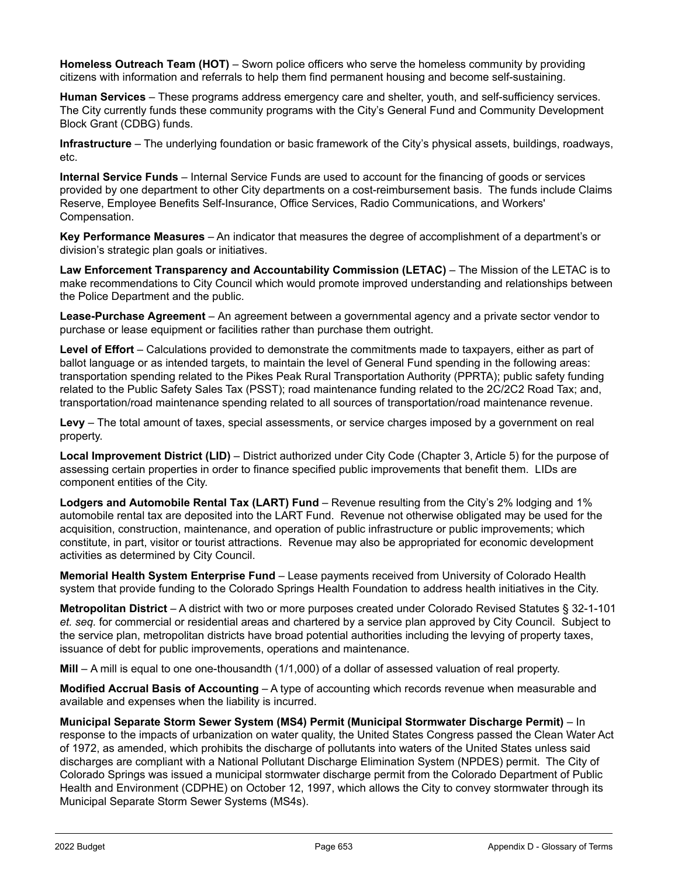**Homeless Outreach Team (HOT)** – Sworn police officers who serve the homeless community by providing citizens with information and referrals to help them find permanent housing and become self-sustaining.

**Human Services** – These programs address emergency care and shelter, youth, and self-sufficiency services. The City currently funds these community programs with the City's General Fund and Community Development Block Grant (CDBG) funds.

**Infrastructure** – The underlying foundation or basic framework of the City's physical assets, buildings, roadways, etc.

**Internal Service Funds** – Internal Service Funds are used to account for the financing of goods or services provided by one department to other City departments on a cost-reimbursement basis. The funds include Claims Reserve, Employee Benefits Self-Insurance, Office Services, Radio Communications, and Workers' Compensation.

**Key Performance Measures** – An indicator that measures the degree of accomplishment of a department's or division's strategic plan goals or initiatives.

**Law Enforcement Transparency and Accountability Commission (LETAC)** – The Mission of the LETAC is to make recommendations to City Council which would promote improved understanding and relationships between the Police Department and the public.

**Lease-Purchase Agreement** – An agreement between a governmental agency and a private sector vendor to purchase or lease equipment or facilities rather than purchase them outright.

**Level of Effort** – Calculations provided to demonstrate the commitments made to taxpayers, either as part of ballot language or as intended targets, to maintain the level of General Fund spending in the following areas: transportation spending related to the Pikes Peak Rural Transportation Authority (PPRTA); public safety funding related to the Public Safety Sales Tax (PSST); road maintenance funding related to the 2C/2C2 Road Tax; and, transportation/road maintenance spending related to all sources of transportation/road maintenance revenue.

**Levy** – The total amount of taxes, special assessments, or service charges imposed by a government on real property.

**Local Improvement District (LID)** – District authorized under City Code (Chapter 3, Article 5) for the purpose of assessing certain properties in order to finance specified public improvements that benefit them. LIDs are component entities of the City.

**Lodgers and Automobile Rental Tax (LART) Fund** – Revenue resulting from the City's 2% lodging and 1% automobile rental tax are deposited into the LART Fund. Revenue not otherwise obligated may be used for the acquisition, construction, maintenance, and operation of public infrastructure or public improvements; which constitute, in part, visitor or tourist attractions. Revenue may also be appropriated for economic development activities as determined by City Council.

**Memorial Health System Enterprise Fund** – Lease payments received from University of Colorado Health system that provide funding to the Colorado Springs Health Foundation to address health initiatives in the City.

**Metropolitan District** – A district with two or more purposes created under Colorado Revised Statutes § 32-1-101 *et. seq.* for commercial or residential areas and chartered by a service plan approved by City Council. Subject to the service plan, metropolitan districts have broad potential authorities including the levying of property taxes, issuance of debt for public improvements, operations and maintenance.

**Mill** – A mill is equal to one one-thousandth (1/1,000) of a dollar of assessed valuation of real property.

**Modified Accrual Basis of Accounting** – A type of accounting which records revenue when measurable and available and expenses when the liability is incurred.

**Municipal Separate Storm Sewer System (MS4) Permit (Municipal Stormwater Discharge Permit)** – In response to the impacts of urbanization on water quality, the United States Congress passed the Clean Water Act of 1972, as amended, which prohibits the discharge of pollutants into waters of the United States unless said discharges are compliant with a National Pollutant Discharge Elimination System (NPDES) permit. The City of Colorado Springs was issued a municipal stormwater discharge permit from the Colorado Department of Public Health and Environment (CDPHE) on October 12, 1997, which allows the City to convey stormwater through its Municipal Separate Storm Sewer Systems (MS4s).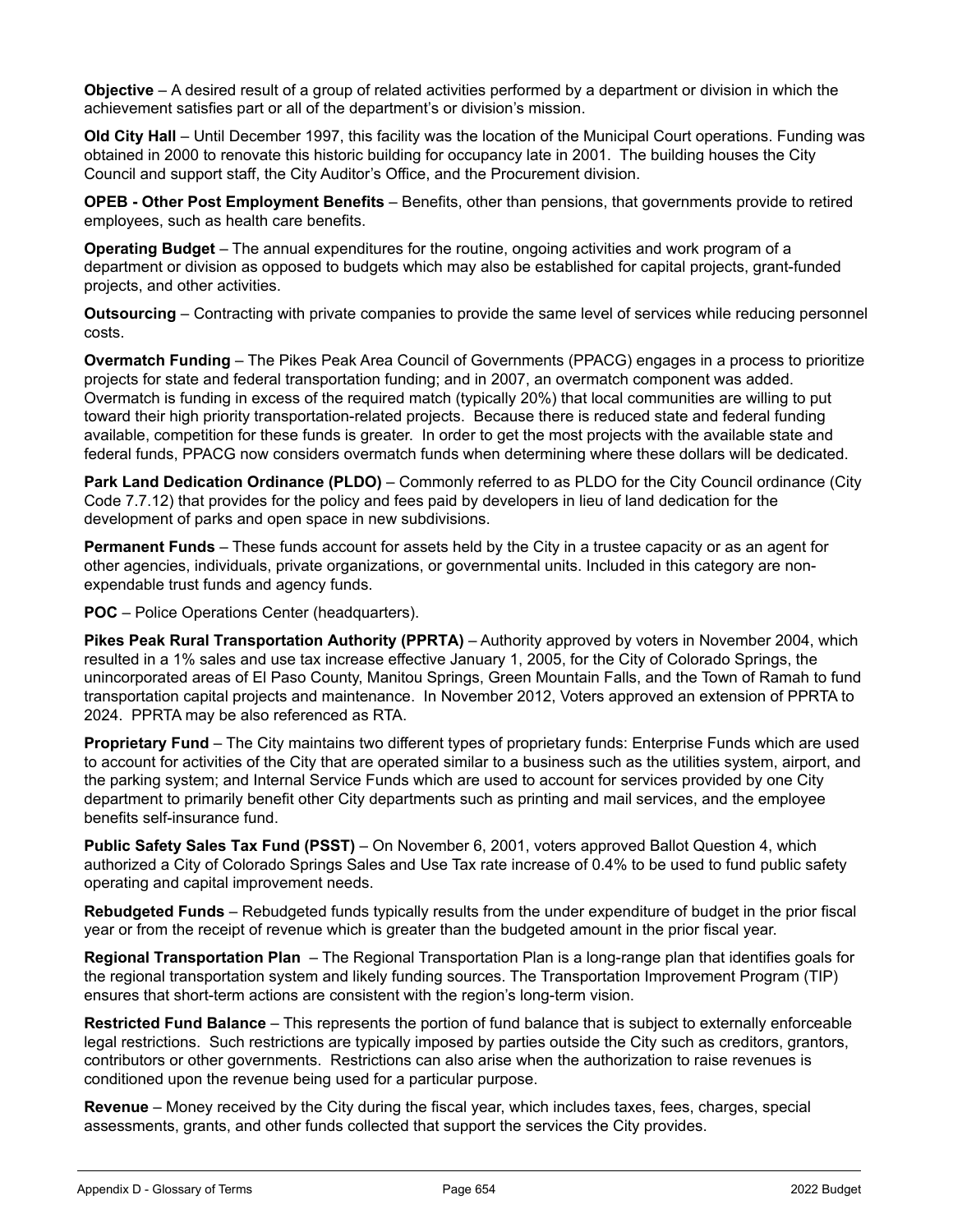**Objective** – A desired result of a group of related activities performed by a department or division in which the achievement satisfies part or all of the department's or division's mission.

**Old City Hall** – Until December 1997, this facility was the location of the Municipal Court operations. Funding was obtained in 2000 to renovate this historic building for occupancy late in 2001. The building houses the City Council and support staff, the City Auditor's Office, and the Procurement division.

**OPEB - Other Post Employment Benefits** – Benefits, other than pensions, that governments provide to retired employees, such as health care benefits.

**Operating Budget** – The annual expenditures for the routine, ongoing activities and work program of a department or division as opposed to budgets which may also be established for capital projects, grant-funded projects, and other activities.

**Outsourcing** – Contracting with private companies to provide the same level of services while reducing personnel costs.

**Overmatch Funding** – The Pikes Peak Area Council of Governments (PPACG) engages in a process to prioritize projects for state and federal transportation funding; and in 2007, an overmatch component was added. Overmatch is funding in excess of the required match (typically 20%) that local communities are willing to put toward their high priority transportation-related projects. Because there is reduced state and federal funding available, competition for these funds is greater. In order to get the most projects with the available state and federal funds, PPACG now considers overmatch funds when determining where these dollars will be dedicated.

**Park Land Dedication Ordinance (PLDO)** – Commonly referred to as PLDO for the City Council ordinance (City Code 7.7.12) that provides for the policy and fees paid by developers in lieu of land dedication for the development of parks and open space in new subdivisions.

**Permanent Funds** – These funds account for assets held by the City in a trustee capacity or as an agent for other agencies, individuals, private organizations, or governmental units. Included in this category are non-expendable trust funds and agency funds.

**POC** – Police Operations Center (headquarters).

**Pikes Peak Rural Transportation Authority (PPRTA)** – Authority approved by voters in November 2004, which resulted in a 1% sales and use tax increase effective January 1, 2005, for the City of Colorado Springs, the unincorporated areas of El Paso County, Manitou Springs, Green Mountain Falls, and the Town of Ramah to fund transportation capital projects and maintenance. In November 2012, Voters approved an extension of PPRTA to 2024. PPRTA may be also referenced as RTA.

**Proprietary Fund** – The City maintains two different types of proprietary funds: Enterprise Funds which are used to account for activities of the City that are operated similar to a business such as the utilities system, airport, and the parking system; and Internal Service Funds which are used to account for services provided by one City department to primarily benefit other City departments such as printing and mail services, and the employee benefits self-insurance fund.

**Public Safety Sales Tax Fund (PSST)** – On November 6, 2001, voters approved Ballot Question 4, which authorized a City of Colorado Springs Sales and Use Tax rate increase of 0.4% to be used to fund public safety operating and capital improvement needs.

**Rebudgeted Funds** – Rebudgeted funds typically results from the under expenditure of budget in the prior fiscal year or from the receipt of revenue which is greater than the budgeted amount in the prior fiscal year.

**Regional Transportation Plan** – The Regional Transportation Plan is a long-range plan that identifies goals for the regional transportation system and likely funding sources. The Transportation Improvement Program (TIP) ensures that short-term actions are consistent with the region's long-term vision.

**Restricted Fund Balance** – This represents the portion of fund balance that is subject to externally enforceable legal restrictions. Such restrictions are typically imposed by parties outside the City such as creditors, grantors, contributors or other governments. Restrictions can also arise when the authorization to raise revenues is conditioned upon the revenue being used for a particular purpose.

**Revenue** – Money received by the City during the fiscal year, which includes taxes, fees, charges, special assessments, grants, and other funds collected that support the services the City provides.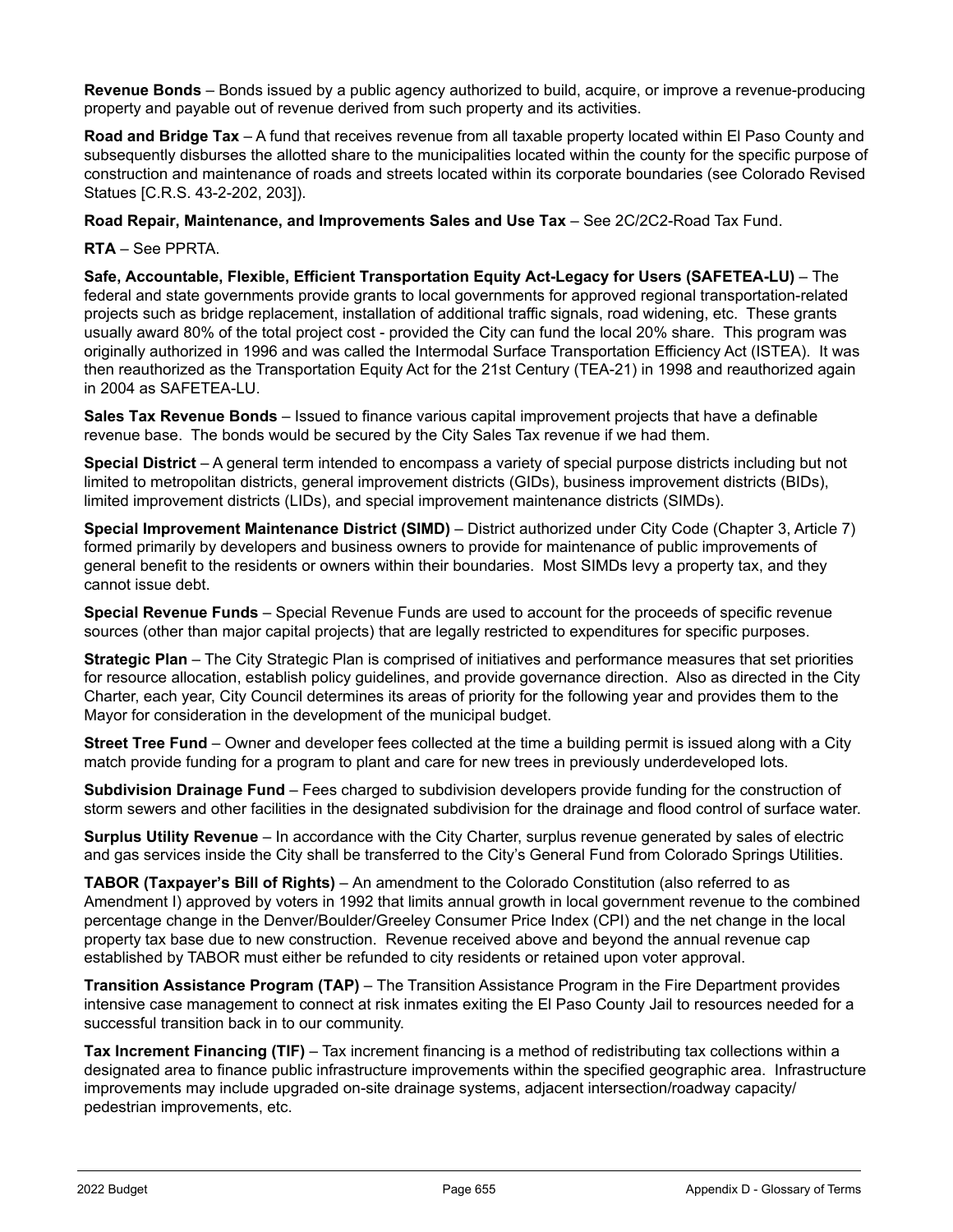**Revenue Bonds** – Bonds issued by a public agency authorized to build, acquire, or improve a revenue-producing property and payable out of revenue derived from such property and its activities.

**Road and Bridge Tax** – A fund that receives revenue from all taxable property located within El Paso County and subsequently disburses the allotted share to the municipalities located within the county for the specific purpose of construction and maintenance of roads and streets located within its corporate boundaries (see Colorado Revised Statues [C.R.S. 43-2-202, 203]).

**Road Repair, Maintenance, and Improvements Sales and Use Tax** – See 2C/2C2-Road Tax Fund.

**RTA** – See PPRTA.

**Safe, Accountable, Flexible, Efficient Transportation Equity Act-Legacy for Users (SAFETEA-LU)** – The federal and state governments provide grants to local governments for approved regional transportation-related projects such as bridge replacement, installation of additional traffic signals, road widening, etc. These grants usually award 80% of the total project cost - provided the City can fund the local 20% share. This program was originally authorized in 1996 and was called the Intermodal Surface Transportation Efficiency Act (ISTEA). It was then reauthorized as the Transportation Equity Act for the 21st Century (TEA-21) in 1998 and reauthorized again in 2004 as SAFETEA-LU.

**Sales Tax Revenue Bonds** – Issued to finance various capital improvement projects that have a definable revenue base. The bonds would be secured by the City Sales Tax revenue if we had them.

**Special District** – A general term intended to encompass a variety of special purpose districts including but not limited to metropolitan districts, general improvement districts (GIDs), business improvement districts (BIDs), limited improvement districts (LIDs), and special improvement maintenance districts (SIMDs).

**Special Improvement Maintenance District (SIMD)** – District authorized under City Code (Chapter 3, Article 7) formed primarily by developers and business owners to provide for maintenance of public improvements of general benefit to the residents or owners within their boundaries. Most SIMDs levy a property tax, and they cannot issue debt.

**Special Revenue Funds** – Special Revenue Funds are used to account for the proceeds of specific revenue sources (other than major capital projects) that are legally restricted to expenditures for specific purposes.

**Strategic Plan** – The City Strategic Plan is comprised of initiatives and performance measures that set priorities for resource allocation, establish policy guidelines, and provide governance direction. Also as directed in the City Charter, each year, City Council determines its areas of priority for the following year and provides them to the Mayor for consideration in the development of the municipal budget.

**Street Tree Fund** – Owner and developer fees collected at the time a building permit is issued along with a City match provide funding for a program to plant and care for new trees in previously underdeveloped lots.

**Subdivision Drainage Fund** – Fees charged to subdivision developers provide funding for the construction of storm sewers and other facilities in the designated subdivision for the drainage and flood control of surface water.

**Surplus Utility Revenue** – In accordance with the City Charter, surplus revenue generated by sales of electric and gas services inside the City shall be transferred to the City's General Fund from Colorado Springs Utilities.

**TABOR (Taxpayer's Bill of Rights)** – An amendment to the Colorado Constitution (also referred to as Amendment I) approved by voters in 1992 that limits annual growth in local government revenue to the combined percentage change in the Denver/Boulder/Greeley Consumer Price Index (CPI) and the net change in the local property tax base due to new construction. Revenue received above and beyond the annual revenue cap established by TABOR must either be refunded to city residents or retained upon voter approval.

**Transition Assistance Program (TAP)** – The Transition Assistance Program in the Fire Department provides intensive case management to connect at risk inmates exiting the El Paso County Jail to resources needed for a successful transition back in to our community.

**Tax Increment Financing (TIF)** – Tax increment financing is a method of redistributing tax collections within a designated area to finance public infrastructure improvements within the specified geographic area. Infrastructure improvements may include upgraded on-site drainage systems, adjacent intersection/roadway capacity/ pedestrian improvements, etc.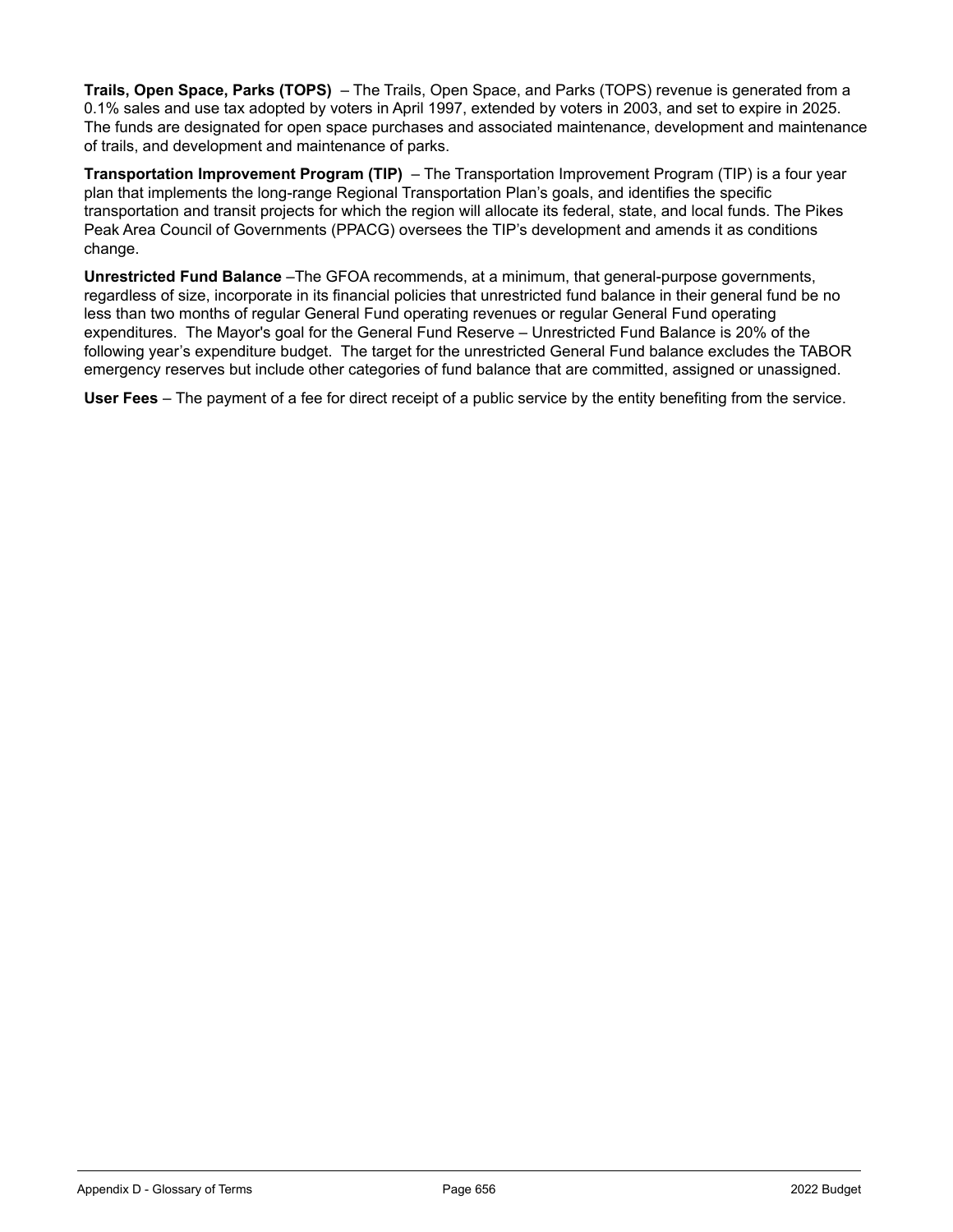**Trails, Open Space, Parks (TOPS)** – The Trails, Open Space, and Parks (TOPS) revenue is generated from a 0.1% sales and use tax adopted by voters in April 1997, extended by voters in 2003, and set to expire in 2025. The funds are designated for open space purchases and associated maintenance, development and maintenance of trails, and development and maintenance of parks.

**Transportation Improvement Program (TIP)** – The Transportation Improvement Program (TIP) is a four year plan that implements the long-range Regional Transportation Plan's goals, and identifies the specific transportation and transit projects for which the region will allocate its federal, state, and local funds. The Pikes Peak Area Council of Governments (PPACG) oversees the TIP's development and amends it as conditions change.

**Unrestricted Fund Balance** –The GFOA recommends, at a minimum, that general-purpose governments, regardless of size, incorporate in its financial policies that unrestricted fund balance in their general fund be no less than two months of regular General Fund operating revenues or regular General Fund operating expenditures. The Mayor's goal for the General Fund Reserve – Unrestricted Fund Balance is 20% of the following year's expenditure budget. The target for the unrestricted General Fund balance excludes the TABOR emergency reserves but include other categories of fund balance that are committed, assigned or unassigned.

**User Fees** – The payment of a fee for direct receipt of a public service by the entity benefiting from the service.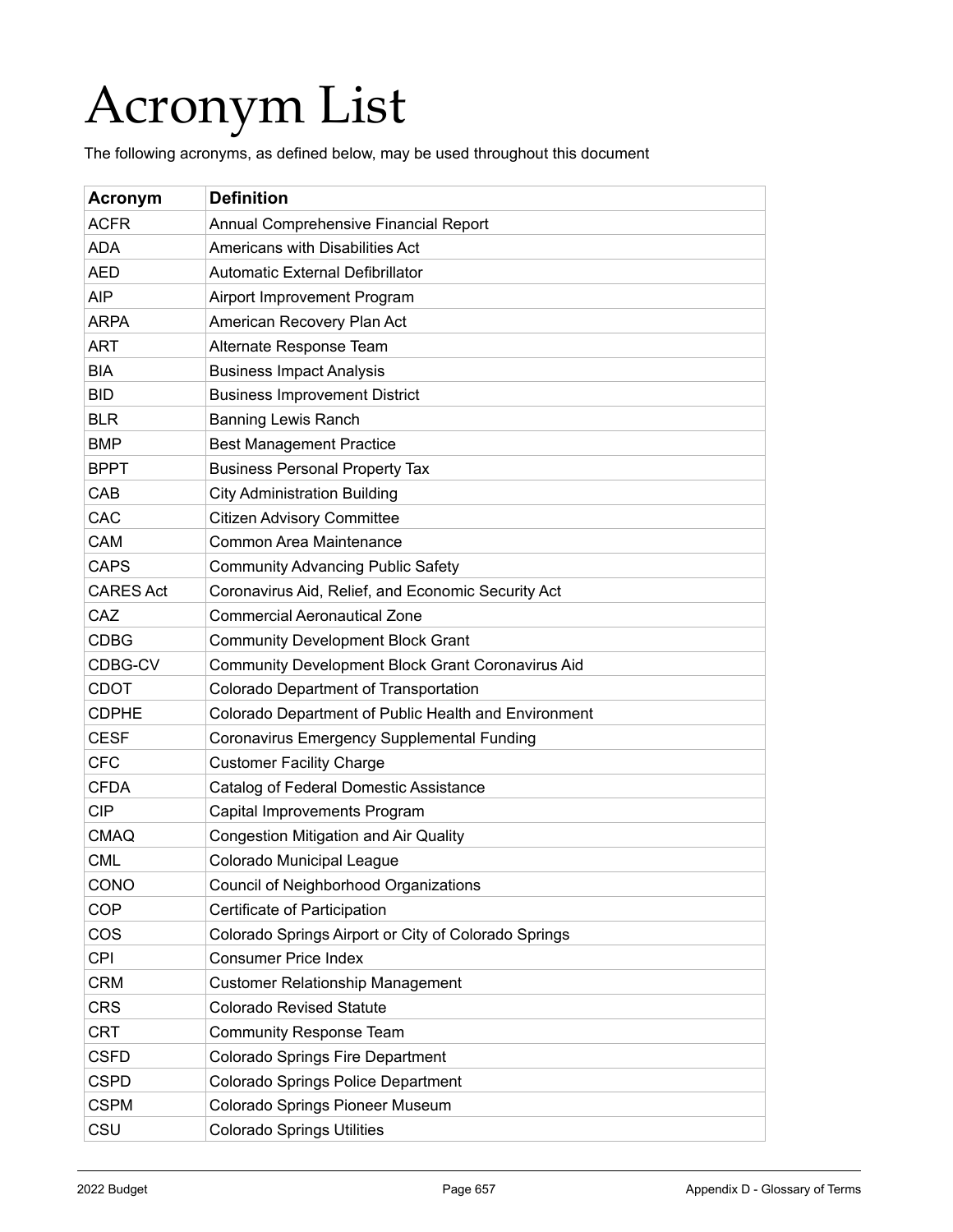# Acronym List

The following acronyms, as defined below, may be used throughout this document

| Acronym | Definition |
|---|---|
| ACFR | Annual Comprehensive Financial Report |
| ADA | Americans with Disabilities Act |
| AED | Automatic External Defibrillator |
| AIP | Airport Improvement Program |
| ARPA | American Recovery Plan Act |
| ART | Alternate Response Team |
| BIA | Business Impact Analysis |
| BID | Business Improvement District |
| BLR | Banning Lewis Ranch |
| BMP | Best Management Practice |
| BPPT | Business Personal Property Tax |
| CAB | City Administration Building |
| CAC | Citizen Advisory Committee |
| CAM | Common Area Maintenance |
| CAPS | Community Advancing Public Safety |
| CARES Act | Coronavirus Aid, Relief, and Economic Security Act |
| CAZ | Commercial Aeronautical Zone |
| CDBG | Community Development Block Grant |
| CDBG-CV | Community Development Block Grant Coronavirus Aid |
| CDOT | Colorado Department of Transportation |
| CDPHE | Colorado Department of Public Health and Environment |
| CESF | Coronavirus Emergency Supplemental Funding |
| CFC | Customer Facility Charge |
| CFDA | Catalog of Federal Domestic Assistance |
| CIP | Capital Improvements Program |
| CMAQ | Congestion Mitigation and Air Quality |
| CML | Colorado Municipal League |
| CONO | Council of Neighborhood Organizations |
| COP | Certificate of Participation |
| COS | Colorado Springs Airport or City of Colorado Springs |
| CPI | Consumer Price Index |
| CRM | Customer Relationship Management |
| CRS | Colorado Revised Statute |
| CRT | Community Response Team |
| CSFD | Colorado Springs Fire Department |
| CSPD | Colorado Springs Police Department |
| CSPM | Colorado Springs Pioneer Museum |
| CSU | Colorado Springs Utilities |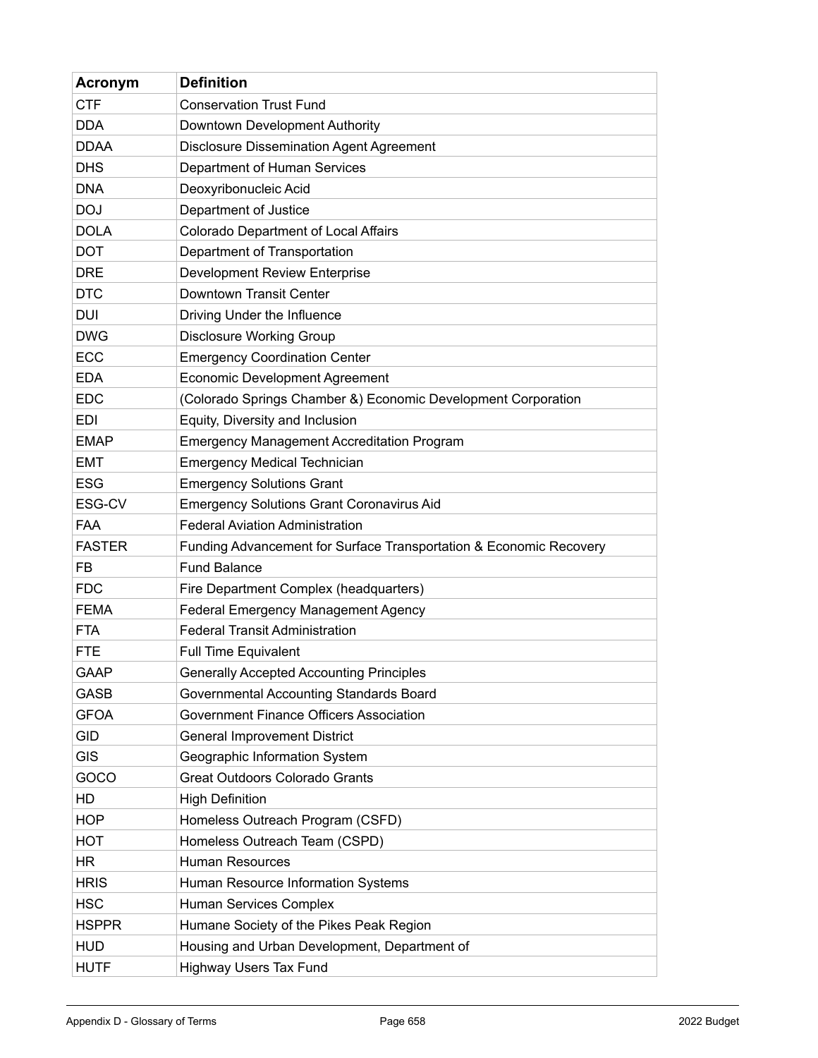| Acronym | Definition |
|---|---|
| CTF | Conservation Trust Fund |
| DDA | Downtown Development Authority |
| DDAA | Disclosure Dissemination Agent Agreement |
| DHS | Department of Human Services |
| DNA | Deoxyribonucleic Acid |
| DOJ | Department of Justice |
| DOLA | Colorado Department of Local Affairs |
| DOT | Department of Transportation |
| DRE | Development Review Enterprise |
| DTC | Downtown Transit Center |
| DUI | Driving Under the Influence |
| DWG | Disclosure Working Group |
| ECC | Emergency Coordination Center |
| EDA | Economic Development Agreement |
| EDC | (Colorado Springs Chamber &) Economic Development Corporation |
| EDI | Equity, Diversity and Inclusion |
| EMAP | Emergency Management Accreditation Program |
| EMT | Emergency Medical Technician |
| ESG | Emergency Solutions Grant |
| ESG-CV | Emergency Solutions Grant Coronavirus Aid |
| FAA | Federal Aviation Administration |
| FASTER | Funding Advancement for Surface Transportation & Economic Recovery |
| FB | Fund Balance |
| FDC | Fire Department Complex (headquarters) |
| FEMA | Federal Emergency Management Agency |
| FTA | Federal Transit Administration |
| FTE | Full Time Equivalent |
| GAAP | Generally Accepted Accounting Principles |
| GASB | Governmental Accounting Standards Board |
| GFOA | Government Finance Officers Association |
| GID | General Improvement District |
| GIS | Geographic Information System |
| GOCO | Great Outdoors Colorado Grants |
| HD | High Definition |
| HOP | Homeless Outreach Program (CSFD) |
| HOT | Homeless Outreach Team (CSPD) |
| HR | Human Resources |
| HRIS | Human Resource Information Systems |
| HSC | Human Services Complex |
| HSPPR | Humane Society of the Pikes Peak Region |
| HUD | Housing and Urban Development, Department of |
| HUTF | Highway Users Tax Fund |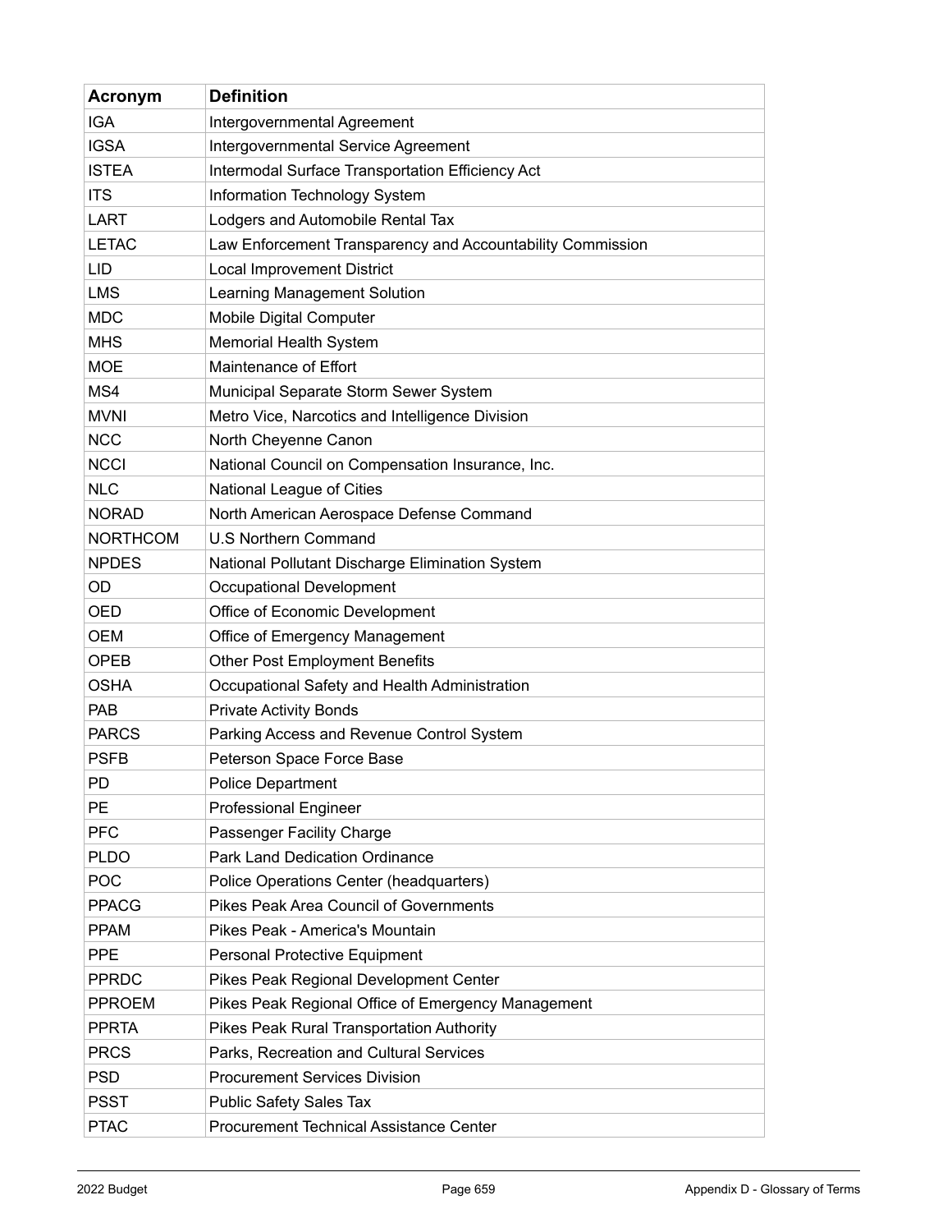| Acronym | Definition |
|---|---|
| IGA | Intergovernmental Agreement |
| IGSA | Intergovernmental Service Agreement |
| ISTEA | Intermodal Surface Transportation Efficiency Act |
| ITS | Information Technology System |
| LART | Lodgers and Automobile Rental Tax |
| LETAC | Law Enforcement Transparency and Accountability Commission |
| LID | Local Improvement District |
| LMS | Learning Management Solution |
| MDC | Mobile Digital Computer |
| MHS | Memorial Health System |
| MOE | Maintenance of Effort |
| MS4 | Municipal Separate Storm Sewer System |
| MVNI | Metro Vice, Narcotics and Intelligence Division |
| NCC | North Cheyenne Canon |
| NCCI | National Council on Compensation Insurance, Inc. |
| NLC | National League of Cities |
| NORAD | North American Aerospace Defense Command |
| NORTHCOM | U.S Northern Command |
| NPDES | National Pollutant Discharge Elimination System |
| OD | Occupational Development |
| OED | Office of Economic Development |
| OEM | Office of Emergency Management |
| OPEB | Other Post Employment Benefits |
| OSHA | Occupational Safety and Health Administration |
| PAB | Private Activity Bonds |
| PARCS | Parking Access and Revenue Control System |
| PSFB | Peterson Space Force Base |
| PD | Police Department |
| PE | Professional Engineer |
| PFC | Passenger Facility Charge |
| PLDO | Park Land Dedication Ordinance |
| POC | Police Operations Center (headquarters) |
| PPACG | Pikes Peak Area Council of Governments |
| PPAM | Pikes Peak - America's Mountain |
| PPE | Personal Protective Equipment |
| PPRDC | Pikes Peak Regional Development Center |
| PPROEM | Pikes Peak Regional Office of Emergency Management |
| PPRTA | Pikes Peak Rural Transportation Authority |
| PRCS | Parks, Recreation and Cultural Services |
| PSD | Procurement Services Division |
| PSST | Public Safety Sales Tax |
| PTAC | Procurement Technical Assistance Center |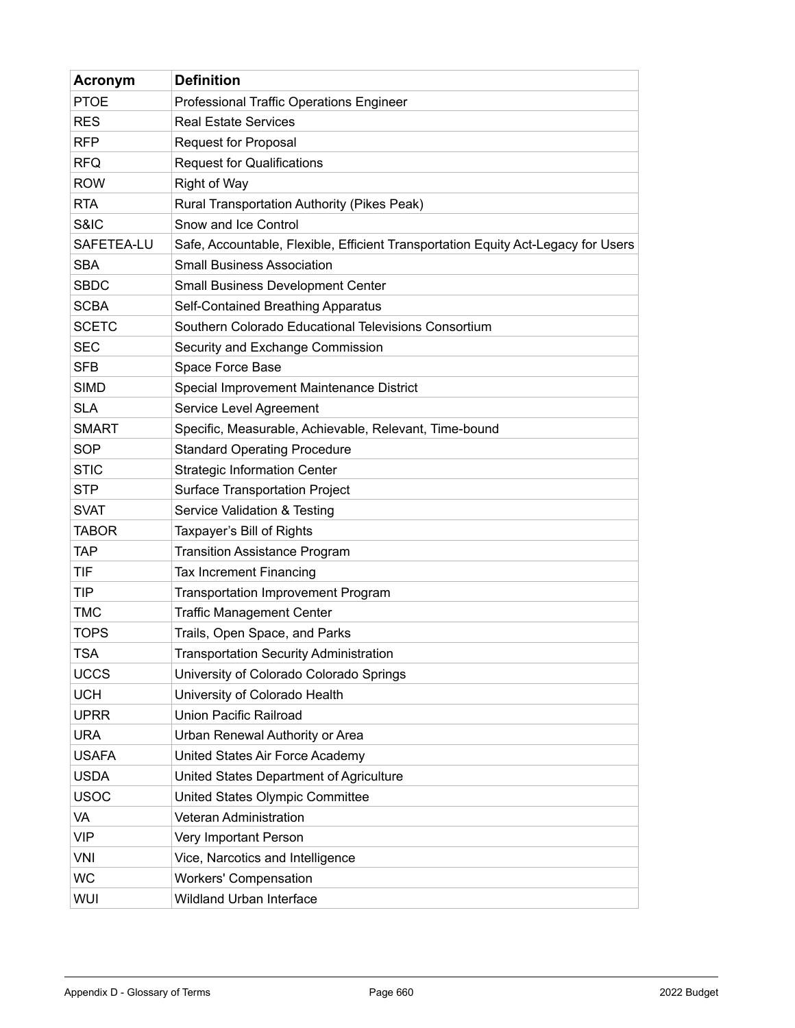| Acronym | Definition |
|---|---|
| PTOE | Professional Traffic Operations Engineer |
| RES | Real Estate Services |
| RFP | Request for Proposal |
| RFQ | Request for Qualifications |
| ROW | Right of Way |
| RTA | Rural Transportation Authority (Pikes Peak) |
| S&IC | Snow and Ice Control |
| SAFETEA-LU | Safe, Accountable, Flexible, Efficient Transportation Equity Act-Legacy for Users |
| SBA | Small Business Association |
| SBDC | Small Business Development Center |
| SCBA | Self-Contained Breathing Apparatus |
| SCETC | Southern Colorado Educational Televisions Consortium |
| SEC | Security and Exchange Commission |
| SFB | Space Force Base |
| SIMD | Special Improvement Maintenance District |
| SLA | Service Level Agreement |
| SMART | Specific, Measurable, Achievable, Relevant, Time-bound |
| SOP | Standard Operating Procedure |
| STIC | Strategic Information Center |
| STP | Surface Transportation Project |
| SVAT | Service Validation & Testing |
| TABOR | Taxpayer's Bill of Rights |
| TAP | Transition Assistance Program |
| TIF | Tax Increment Financing |
| TIP | Transportation Improvement Program |
| TMC | Traffic Management Center |
| TOPS | Trails, Open Space, and Parks |
| TSA | Transportation Security Administration |
| UCCS | University of Colorado Colorado Springs |
| UCH | University of Colorado Health |
| UPRR | Union Pacific Railroad |
| URA | Urban Renewal Authority or Area |
| USAFA | United States Air Force Academy |
| USDA | United States Department of Agriculture |
| USOC | United States Olympic Committee |
| VA | Veteran Administration |
| VIP | Very Important Person |
| VNI | Vice, Narcotics and Intelligence |
| WC | Workers' Compensation |
| WUI | Wildland Urban Interface |